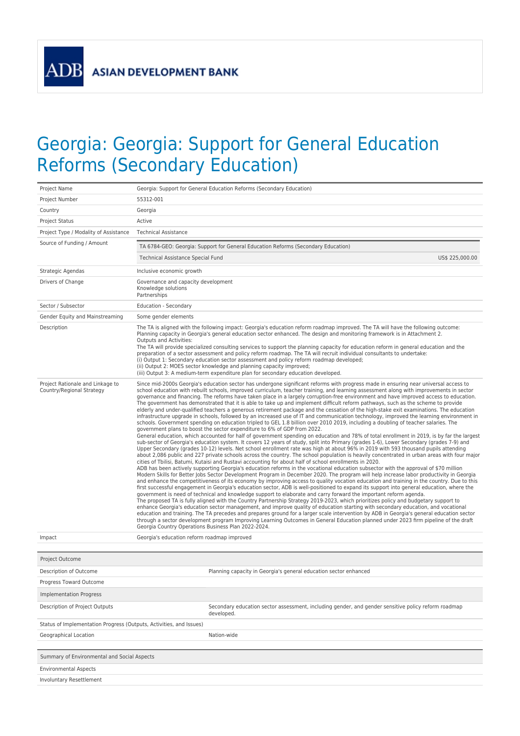# Georgia: Georgia: Support for General Education Reforms (Secondary Education)

| | |
|---|---|
| Project Name | Georgia: Support for General Education Reforms (Secondary Education) |
| Project Number | 55312-001 |
| Country | Georgia |
| Project Status | Active |
| Project Type / Modality of Assistance | Technical Assistance |
| Source of Funding / Amount | TA 6784-GEO: Georgia: Support for General Education Reforms (Secondary Education)<br>Technical Assistance Special Fund US$ 225,000.00 |
| Strategic Agendas | Inclusive economic growth |
| Drivers of Change | Governance and capacity development<br>Knowledge solutions<br>Partnerships |
| Sector / Subsector | Education - Secondary |
| Gender Equity and Mainstreaming | Some gender elements |
| Description | The TA is aligned with the following impact: Georgia's education reform roadmap improved. The TA will have the following outcome: Planning capacity in Georgia's general education sector enhanced. The design and monitoring framework is in Attachment 2.<br>Outputs and Activities:<br>The TA will provide specialized consulting services to support the planning capacity for education reform in general education and the preparation of a sector assessment and policy reform roadmap. The TA will recruit individual consultants to undertake:<br>(i) Output 1: Secondary education sector assessment and policy reform roadmap developed;<br>(ii) Output 2: MOES sector knowledge and planning capacity improved;<br>(iii) Output 3: A medium-term expenditure plan for secondary education developed. |
| Project Rationale and Linkage to Country/Regional Strategy | Since mid-2000s Georgia's education sector has undergone significant reforms with progress made in ensuring near universal access to school education with rebuilt schools, improved curriculum, teacher training, and learning assessment along with improvements in sector governance and financing. The reforms have taken place in a largely corruption-free environment and have improved access to education. The government has demonstrated that it is able to take up and implement difficult reform pathways, such as the scheme to provide elderly and under-qualified teachers a generous retirement package and the cessation of the high-stake exit examinations. The education infrastructure upgrade in schools, followed by an increased use of IT and communication technology, improved the learning environment in schools. Government spending on education tripled to GEL 1.8 billion over 2010 2019, including a doubling of teacher salaries. The government plans to boost the sector expenditure to 6% of GDP from 2022.<br>General education, which accounted for half of government spending on education and 78% of total enrollment in 2019, is by far the largest sub-sector of Georgia's education system. It covers 12 years of study, split into Primary (grades 1-6), Lower Secondary (grades 7-9) and Upper Secondary (grades 10-12) levels. Net school enrollment rate was high at about 96% in 2019 with 593 thousand pupils attending about 2,086 public and 227 private schools across the country. The school population is heavily concentrated in urban areas with four major cities of Tbilisi, Batumi, Kutaisi and Rustavi accounting for about half of school enrollments in 2020.<br>ADB has been actively supporting Georgia's education reforms in the vocational education subsector with the approval of $70 million Modern Skills for Better Jobs Sector Development Program in December 2020. The program will help increase labor productivity in Georgia and enhance the competitiveness of its economy by improving access to quality vocation education and training in the country. Due to this first successful engagement in Georgia's education sector, ADB is well-positioned to expand its support into general education, where the government is need of technical and knowledge support to elaborate and carry forward the important reform agenda.<br>The proposed TA is fully aligned with the Country Partnership Strategy 2019-2023, which prioritizes policy and budgetary support to enhance Georgia's education sector management, and improve quality of education starting with secondary education, and vocational education and training. The TA precedes and prepares ground for a larger scale intervention by ADB in Georgia's general education sector through a sector development program Improving Learning Outcomes in General Education planned under 2023 firm pipeline of the draft Georgia Country Operations Business Plan 2022-2024. |
| Impact | Georgia's education reform roadmap improved |

| Project Outcome | |
|---|---|
| Description of Outcome | Planning capacity in Georgia's general education sector enhanced |
| Progress Toward Outcome | |
| **Implementation Progress** | |
| Description of Project Outputs | Secondary education sector assessment, including gender, and gender sensitive policy reform roadmap developed. |
| Status of Implementation Progress (Outputs, Activities, and Issues) | |
| Geographical Location | Nation-wide |

| Summary of Environmental and Social Aspects | |
|---|---|
| Environmental Aspects | |
| Involuntary Resettlement | |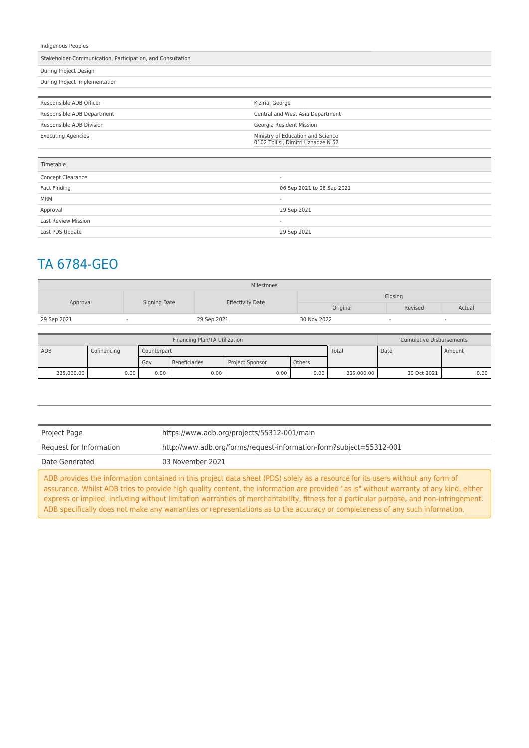| | |
|---|---|
| Indigenous Peoples | |
| Stakeholder Communication, Participation, and Consultation | |
| During Project Design | |
| During Project Implementation | |

| | |
|---|---|
| Responsible ADB Officer | Kiziria, George |
| Responsible ADB Department | Central and West Asia Department |
| Responsible ADB Division | Georgia Resident Mission |
| Executing Agencies | Ministry of Education and Science<br>0102 Tbilisi, Dimitri Uznadze N 52 |

| Timetable | |
|---|---|
| Concept Clearance | - |
| Fact Finding | 06 Sep 2021 to 06 Sep 2021 |
| MRM | - |
| Approval | 29 Sep 2021 |
| Last Review Mission | - |
| Last PDS Update | 29 Sep 2021 |

## TA 6784-GEO

| Milestones | | | | | |
|---|---|---|---|---|---|
| Approval | Signing Date | Effectivity Date | Closing | | |
| | | | Original | Revised | Actual |
| 29 Sep 2021 | - | 29 Sep 2021 | 30 Nov 2022 | - | - |

| Financing Plan/TA Utilization | | | | | | | Cumulative Disbursements | |
|---|---|---|---|---|---|---|---|---|
| ADB | Cofinancing | Counterpart | | | | Total | Date | Amount |
| | | Gov | Beneficiaries | Project Sponsor | Others | | | |
| 225,000.00 | 0.00 | 0.00 | 0.00 | 0.00 | 0.00 | 225,000.00 | 20 Oct 2021 | 0.00 |

| | |
|---|---|
| Project Page | https://www.adb.org/projects/55312-001/main |
| Request for Information | http://www.adb.org/forms/request-information-form?subject=55312-001 |
| Date Generated | 03 November 2021 |

ADB provides the information contained in this project data sheet (PDS) solely as a resource for its users without any form of assurance. Whilst ADB tries to provide high quality content, the information are provided "as is" without warranty of any kind, either express or implied, including without limitation warranties of merchantability, fitness for a particular purpose, and non-infringement. ADB specifically does not make any warranties or representations as to the accuracy or completeness of any such information.